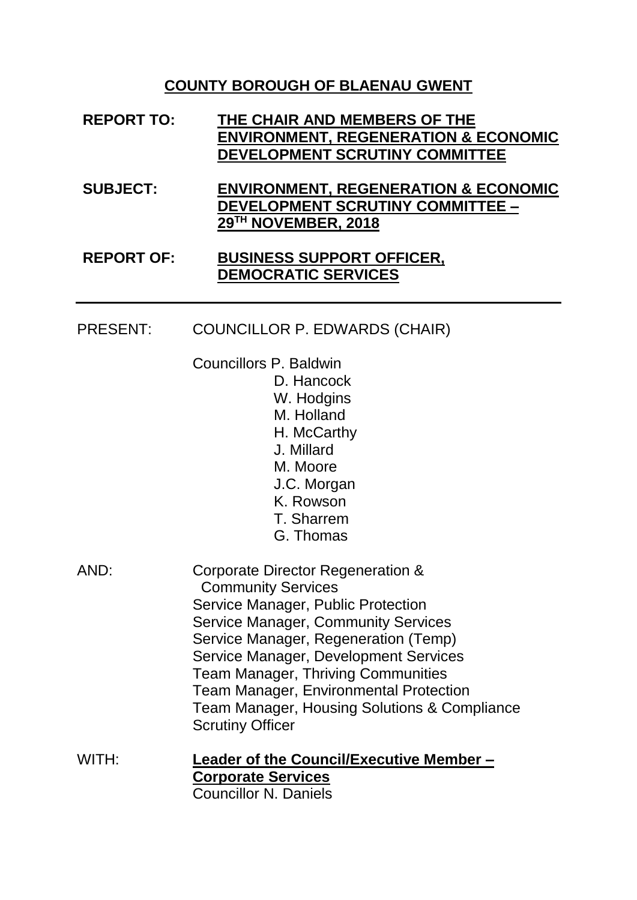# COUNTY BOROUGH OF BLAENAU GWENT

| | |
|---|---|
| **REPORT TO:** | **THE CHAIR AND MEMBERS OF THE ENVIRONMENT, REGENERATION & ECONOMIC DEVELOPMENT SCRUTINY COMMITTEE** |
| **SUBJECT:** | **ENVIRONMENT, REGENERATION & ECONOMIC DEVELOPMENT SCRUTINY COMMITTEE – 29TH NOVEMBER, 2018** |
| **REPORT OF:** | **BUSINESS SUPPORT OFFICER, DEMOCRATIC SERVICES** |

---

PRESENT: COUNCILLOR P. EDWARDS (CHAIR)

Councillors P. Baldwin
D. Hancock
W. Hodgins
M. Holland
H. McCarthy
J. Millard
M. Moore
J.C. Morgan
K. Rowson
T. Sharrem
G. Thomas

AND: Corporate Director Regeneration & Community Services
Service Manager, Public Protection
Service Manager, Community Services
Service Manager, Regeneration (Temp)
Service Manager, Development Services
Team Manager, Thriving Communities
Team Manager, Environmental Protection
Team Manager, Housing Solutions & Compliance
Scrutiny Officer

WITH: **Leader of the Council/Executive Member – Corporate Services**
Councillor N. Daniels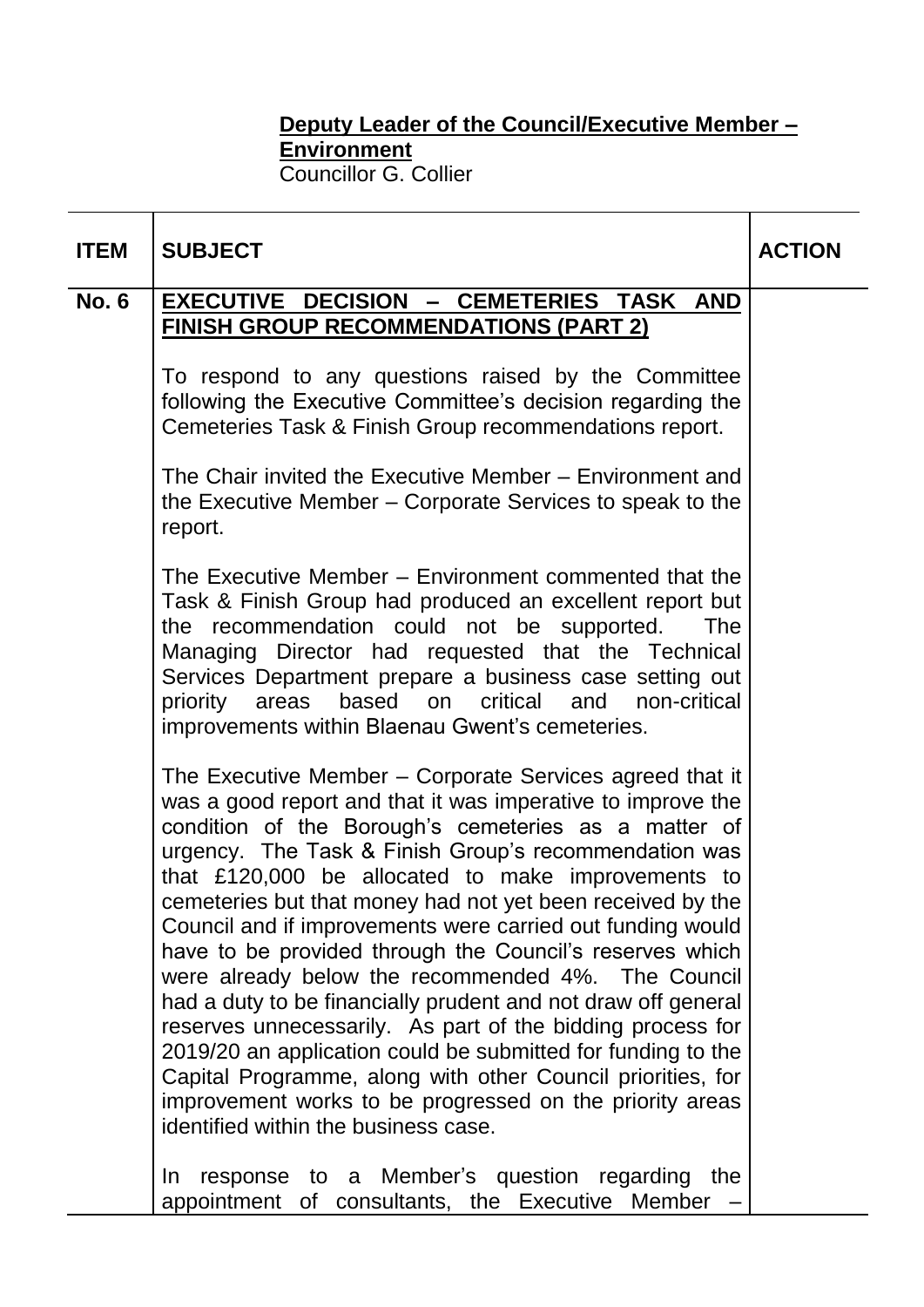**Deputy Leader of the Council/Executive Member – Environment**
Councillor G. Collier

| ITEM | SUBJECT | ACTION |
|---|---|---|
| **No. 6** | **EXECUTIVE DECISION – CEMETERIES TASK AND FINISH GROUP RECOMMENDATIONS (PART 2)**<br><br>To respond to any questions raised by the Committee following the Executive Committee's decision regarding the Cemeteries Task & Finish Group recommendations report.<br><br>The Chair invited the Executive Member – Environment and the Executive Member – Corporate Services to speak to the report.<br><br>The Executive Member – Environment commented that the Task & Finish Group had produced an excellent report but the recommendation could not be supported. The Managing Director had requested that the Technical Services Department prepare a business case setting out priority areas based on critical and non-critical improvements within Blaenau Gwent's cemeteries.<br><br>The Executive Member – Corporate Services agreed that it was a good report and that it was imperative to improve the condition of the Borough's cemeteries as a matter of urgency. The Task & Finish Group's recommendation was that £120,000 be allocated to make improvements to cemeteries but that money had not yet been received by the Council and if improvements were carried out funding would have to be provided through the Council's reserves which were already below the recommended 4%. The Council had a duty to be financially prudent and not draw off general reserves unnecessarily. As part of the bidding process for 2019/20 an application could be submitted for funding to the Capital Programme, along with other Council priorities, for improvement works to be progressed on the priority areas identified within the business case.<br><br>In response to a Member's question regarding the appointment of consultants, the Executive Member – | |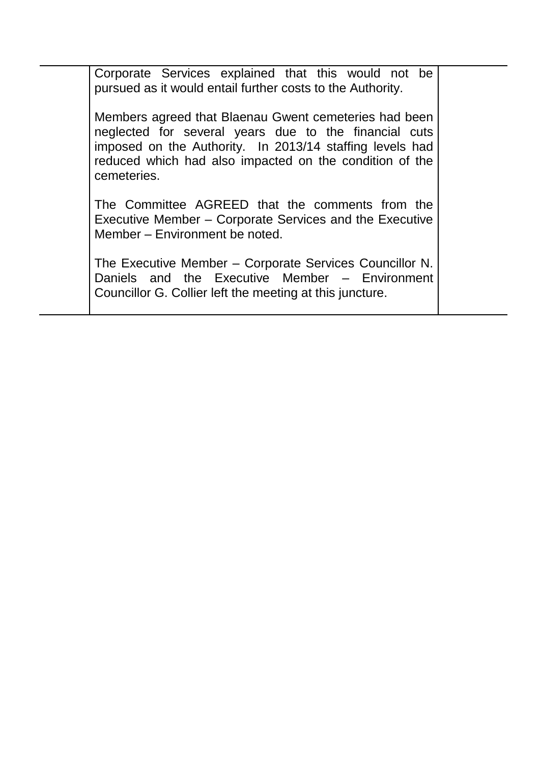| | | |
|---|---|---|
| | Corporate Services explained that this would not be pursued as it would entail further costs to the Authority.<br><br>Members agreed that Blaenau Gwent cemeteries had been neglected for several years due to the financial cuts imposed on the Authority. In 2013/14 staffing levels had reduced which had also impacted on the condition of the cemeteries.<br><br>The Committee AGREED that the comments from the Executive Member – Corporate Services and the Executive Member – Environment be noted.<br><br>The Executive Member – Corporate Services Councillor N. Daniels and the Executive Member – Environment Councillor G. Collier left the meeting at this juncture. | |